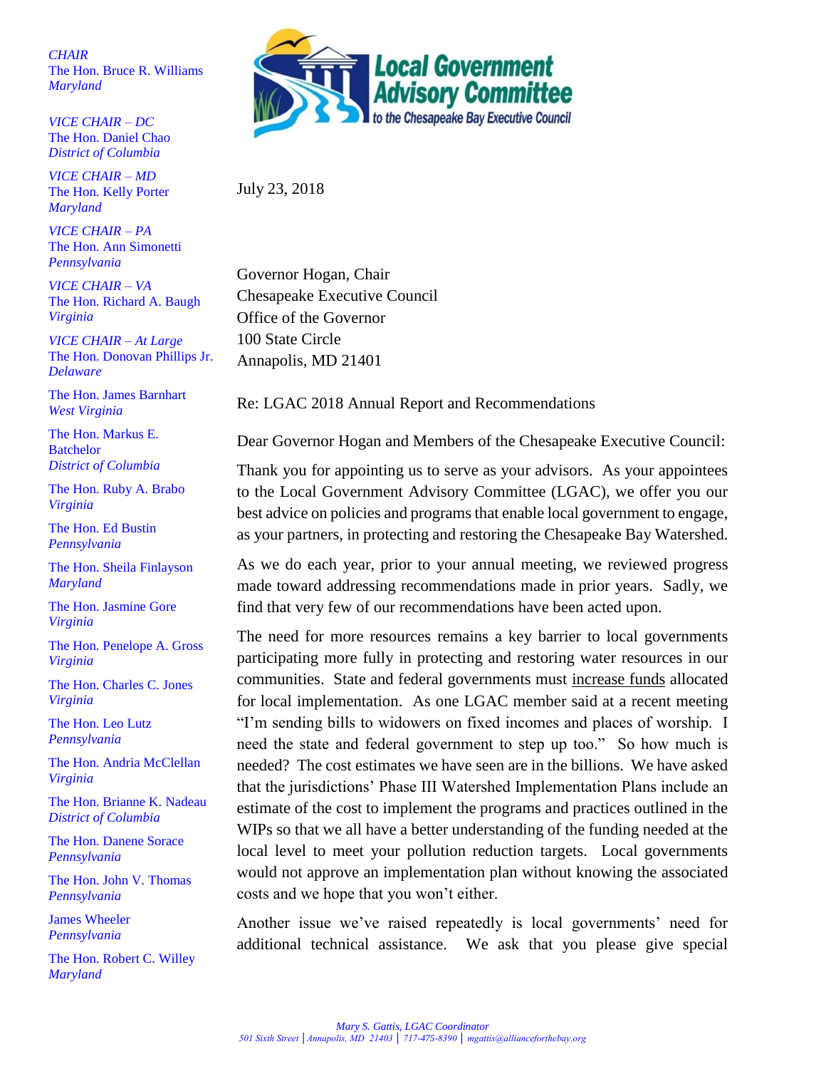**Local Government Advisory Committee**
*to the Chesapeake Bay Executive Council*

*CHAIR*
The Hon. Bruce R. Williams
*Maryland*

*VICE CHAIR – DC*
The Hon. Daniel Chao
*District of Columbia*

*VICE CHAIR – MD*
The Hon. Kelly Porter
*Maryland*

*VICE CHAIR – PA*
The Hon. Ann Simonetti
*Pennsylvania*

*VICE CHAIR – VA*
The Hon. Richard A. Baugh
*Virginia*

*VICE CHAIR – At Large*
The Hon. Donovan Phillips Jr.
*Delaware*

The Hon. James Barnhart
*West Virginia*

The Hon. Markus E. Batchelor
*District of Columbia*

The Hon. Ruby A. Brabo
*Virginia*

The Hon. Ed Bustin
*Pennsylvania*

The Hon. Sheila Finlayson
*Maryland*

The Hon. Jasmine Gore
*Virginia*

The Hon. Penelope A. Gross
*Virginia*

The Hon. Charles C. Jones
*Virginia*

The Hon. Leo Lutz
*Pennsylvania*

The Hon. Andria McClellan
*Virginia*

The Hon. Brianne K. Nadeau
*District of Columbia*

The Hon. Danene Sorace
*Pennsylvania*

The Hon. John V. Thomas
*Pennsylvania*

James Wheeler
*Pennsylvania*

The Hon. Robert C. Willey
*Maryland*

July 23, 2018

Governor Hogan, Chair
Chesapeake Executive Council
Office of the Governor
100 State Circle
Annapolis, MD 21401

Re: LGAC 2018 Annual Report and Recommendations

Dear Governor Hogan and Members of the Chesapeake Executive Council:

Thank you for appointing us to serve as your advisors. As your appointees to the Local Government Advisory Committee (LGAC), we offer you our best advice on policies and programs that enable local government to engage, as your partners, in protecting and restoring the Chesapeake Bay Watershed.

As we do each year, prior to your annual meeting, we reviewed progress made toward addressing recommendations made in prior years. Sadly, we find that very few of our recommendations have been acted upon.

The need for more resources remains a key barrier to local governments participating more fully in protecting and restoring water resources in our communities. State and federal governments must <u>increase funds</u> allocated for local implementation. As one LGAC member said at a recent meeting "I'm sending bills to widowers on fixed incomes and places of worship. I need the state and federal government to step up too." So how much is needed? The cost estimates we have seen are in the billions. We have asked that the jurisdictions' Phase III Watershed Implementation Plans include an estimate of the cost to implement the programs and practices outlined in the WIPs so that we all have a better understanding of the funding needed at the local level to meet your pollution reduction targets. Local governments would not approve an implementation plan without knowing the associated costs and we hope that you won't either.

Another issue we've raised repeatedly is local governments' need for additional technical assistance. We ask that you please give special

*Mary S. Gattis, LGAC Coordinator*
*501 Sixth Street | Annapolis, MD 21403 | 717-475-8390 | mgattis@allianceforthebay.org*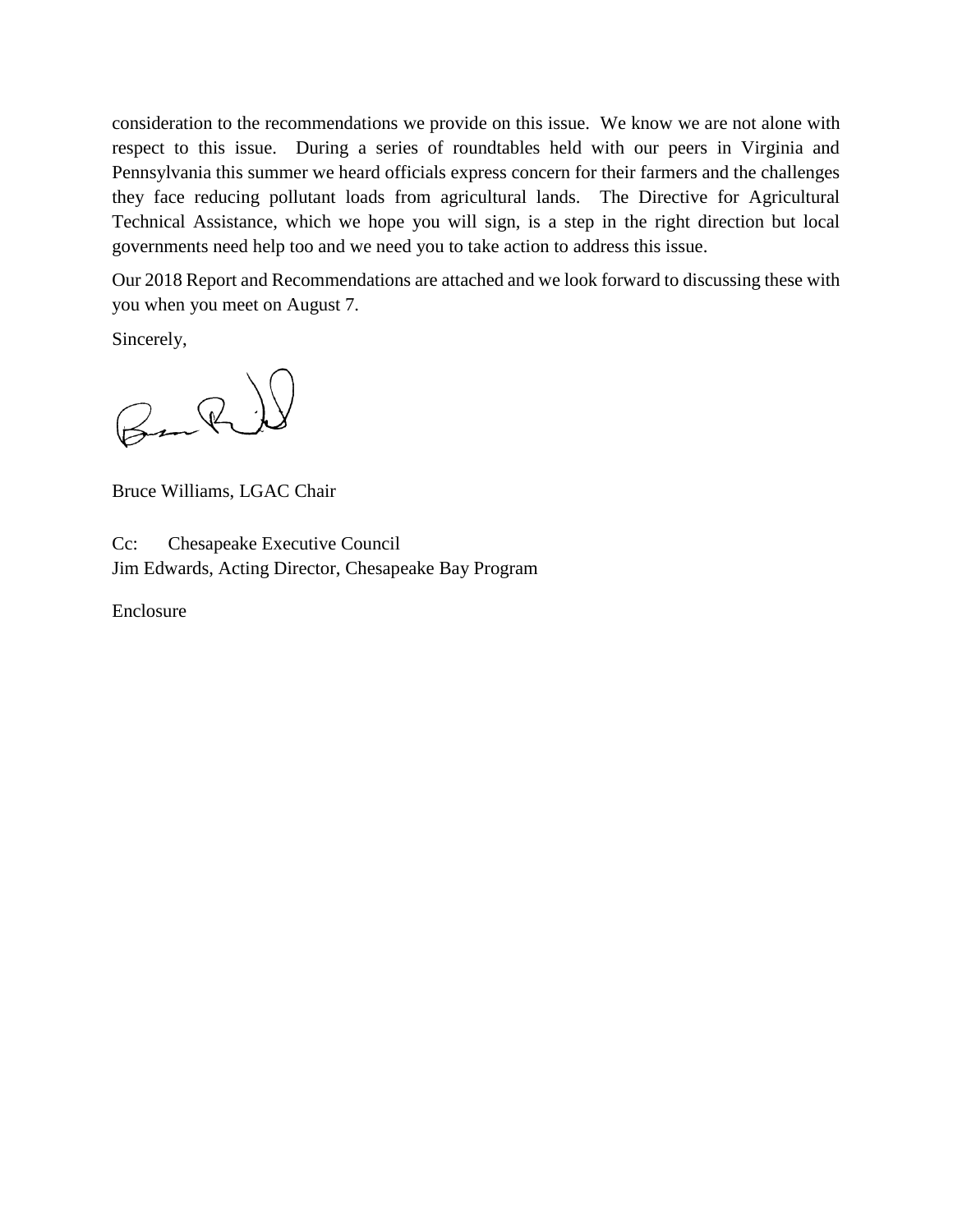consideration to the recommendations we provide on this issue. We know we are not alone with respect to this issue. During a series of roundtables held with our peers in Virginia and Pennsylvania this summer we heard officials express concern for their farmers and the challenges they face reducing pollutant loads from agricultural lands. The Directive for Agricultural Technical Assistance, which we hope you will sign, is a step in the right direction but local governments need help too and we need you to take action to address this issue.

Our 2018 Report and Recommendations are attached and we look forward to discussing these with you when you meet on August 7.

Sincerely,

Bruce Williams, LGAC Chair

Cc: Chesapeake Executive Council
Jim Edwards, Acting Director, Chesapeake Bay Program

Enclosure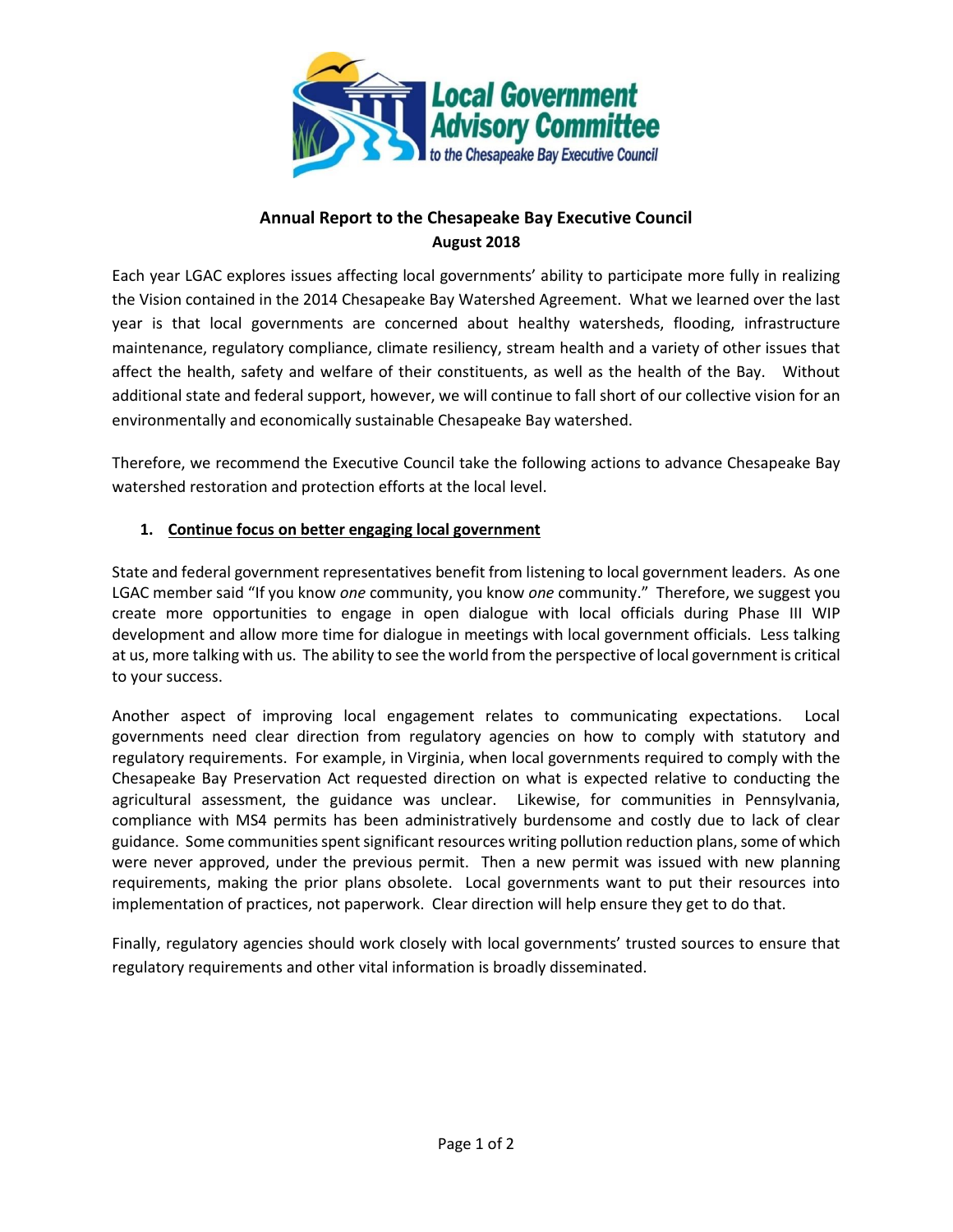Local Government Advisory Committee to the Chesapeake Bay Executive Council

**Annual Report to the Chesapeake Bay Executive Council**
**August 2018**

Each year LGAC explores issues affecting local governments' ability to participate more fully in realizing the Vision contained in the 2014 Chesapeake Bay Watershed Agreement. What we learned over the last year is that local governments are concerned about healthy watersheds, flooding, infrastructure maintenance, regulatory compliance, climate resiliency, stream health and a variety of other issues that affect the health, safety and welfare of their constituents, as well as the health of the Bay. Without additional state and federal support, however, we will continue to fall short of our collective vision for an environmentally and economically sustainable Chesapeake Bay watershed.

Therefore, we recommend the Executive Council take the following actions to advance Chesapeake Bay watershed restoration and protection efforts at the local level.

1. **Continue focus on better engaging local government**

State and federal government representatives benefit from listening to local government leaders. As one LGAC member said "If you know *one* community, you know *one* community." Therefore, we suggest you create more opportunities to engage in open dialogue with local officials during Phase III WIP development and allow more time for dialogue in meetings with local government officials. Less talking at us, more talking with us. The ability to see the world from the perspective of local government is critical to your success.

Another aspect of improving local engagement relates to communicating expectations. Local governments need clear direction from regulatory agencies on how to comply with statutory and regulatory requirements. For example, in Virginia, when local governments required to comply with the Chesapeake Bay Preservation Act requested direction on what is expected relative to conducting the agricultural assessment, the guidance was unclear. Likewise, for communities in Pennsylvania, compliance with MS4 permits has been administratively burdensome and costly due to lack of clear guidance. Some communities spent significant resources writing pollution reduction plans, some of which were never approved, under the previous permit. Then a new permit was issued with new planning requirements, making the prior plans obsolete. Local governments want to put their resources into implementation of practices, not paperwork. Clear direction will help ensure they get to do that.

Finally, regulatory agencies should work closely with local governments' trusted sources to ensure that regulatory requirements and other vital information is broadly disseminated.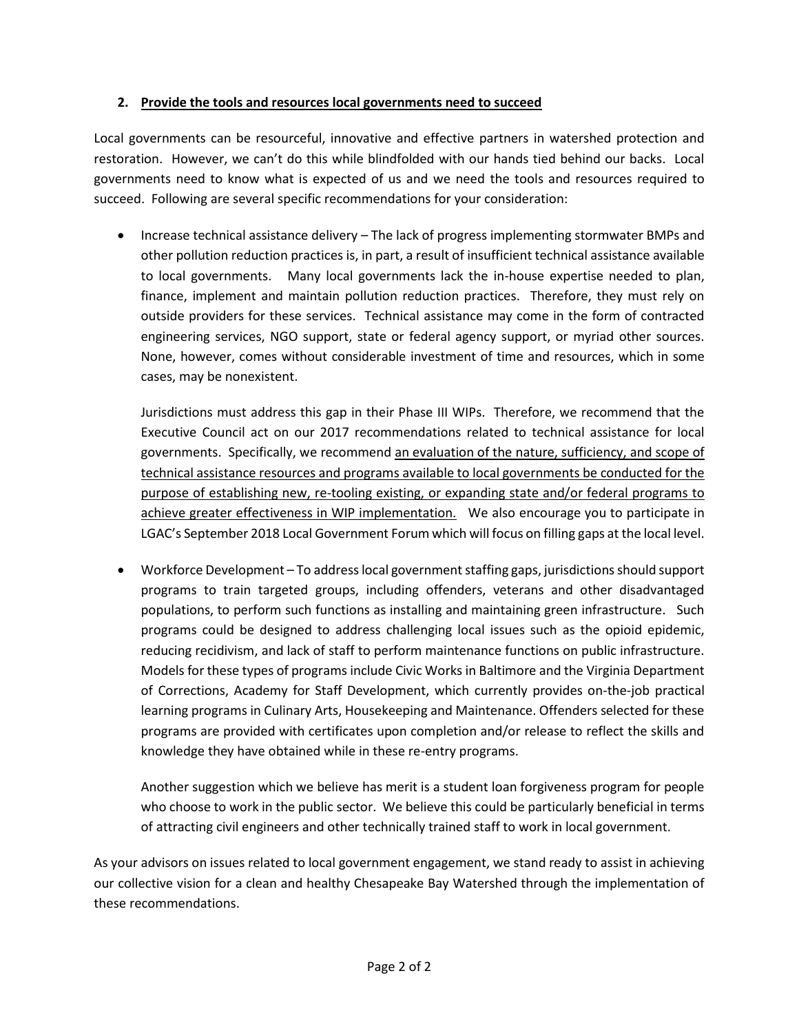2. **<u>Provide the tools and resources local governments need to succeed</u>**

Local governments can be resourceful, innovative and effective partners in watershed protection and restoration. However, we can't do this while blindfolded with our hands tied behind our backs. Local governments need to know what is expected of us and we need the tools and resources required to succeed. Following are several specific recommendations for your consideration:

- Increase technical assistance delivery – The lack of progress implementing stormwater BMPs and other pollution reduction practices is, in part, a result of insufficient technical assistance available to local governments. Many local governments lack the in-house expertise needed to plan, finance, implement and maintain pollution reduction practices. Therefore, they must rely on outside providers for these services. Technical assistance may come in the form of contracted engineering services, NGO support, state or federal agency support, or myriad other sources. None, however, comes without considerable investment of time and resources, which in some cases, may be nonexistent.

  Jurisdictions must address this gap in their Phase III WIPs. Therefore, we recommend that the Executive Council act on our 2017 recommendations related to technical assistance for local governments. Specifically, we recommend <u>an evaluation of the nature, sufficiency, and scope of technical assistance resources and programs available to local governments be conducted for the purpose of establishing new, re-tooling existing, or expanding state and/or federal programs to achieve greater effectiveness in WIP implementation.</u> We also encourage you to participate in LGAC's September 2018 Local Government Forum which will focus on filling gaps at the local level.

- Workforce Development – To address local government staffing gaps, jurisdictions should support programs to train targeted groups, including offenders, veterans and other disadvantaged populations, to perform such functions as installing and maintaining green infrastructure. Such programs could be designed to address challenging local issues such as the opioid epidemic, reducing recidivism, and lack of staff to perform maintenance functions on public infrastructure. Models for these types of programs include Civic Works in Baltimore and the Virginia Department of Corrections, Academy for Staff Development, which currently provides on-the-job practical learning programs in Culinary Arts, Housekeeping and Maintenance. Offenders selected for these programs are provided with certificates upon completion and/or release to reflect the skills and knowledge they have obtained while in these re-entry programs.

  Another suggestion which we believe has merit is a student loan forgiveness program for people who choose to work in the public sector. We believe this could be particularly beneficial in terms of attracting civil engineers and other technically trained staff to work in local government.

As your advisors on issues related to local government engagement, we stand ready to assist in achieving our collective vision for a clean and healthy Chesapeake Bay Watershed through the implementation of these recommendations.